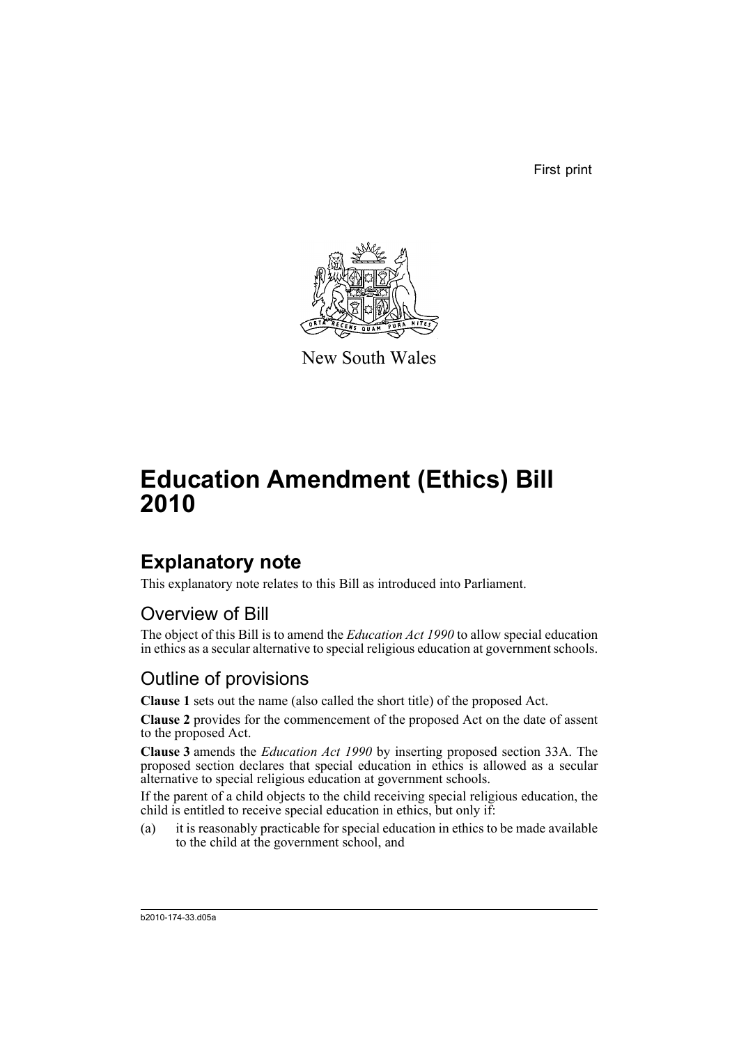First print

New South Wales

# Education Amendment (Ethics) Bill 2010

## Explanatory note

This explanatory note relates to this Bill as introduced into Parliament.

### Overview of Bill

The object of this Bill is to amend the *Education Act 1990* to allow special education in ethics as a secular alternative to special religious education at government schools.

### Outline of provisions

**Clause 1** sets out the name (also called the short title) of the proposed Act.

**Clause 2** provides for the commencement of the proposed Act on the date of assent to the proposed Act.

**Clause 3** amends the *Education Act 1990* by inserting proposed section 33A. The proposed section declares that special education in ethics is allowed as a secular alternative to special religious education at government schools.

If the parent of a child objects to the child receiving special religious education, the child is entitled to receive special education in ethics, but only if:

(a) it is reasonably practicable for special education in ethics to be made available to the child at the government school, and

b2010-174-33.d05a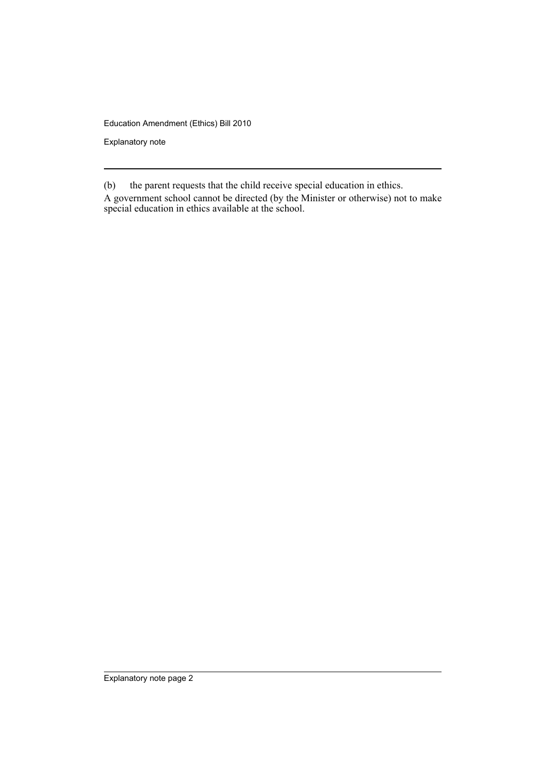(b) the parent requests that the child receive special education in ethics.

A government school cannot be directed (by the Minister or otherwise) not to make special education in ethics available at the school.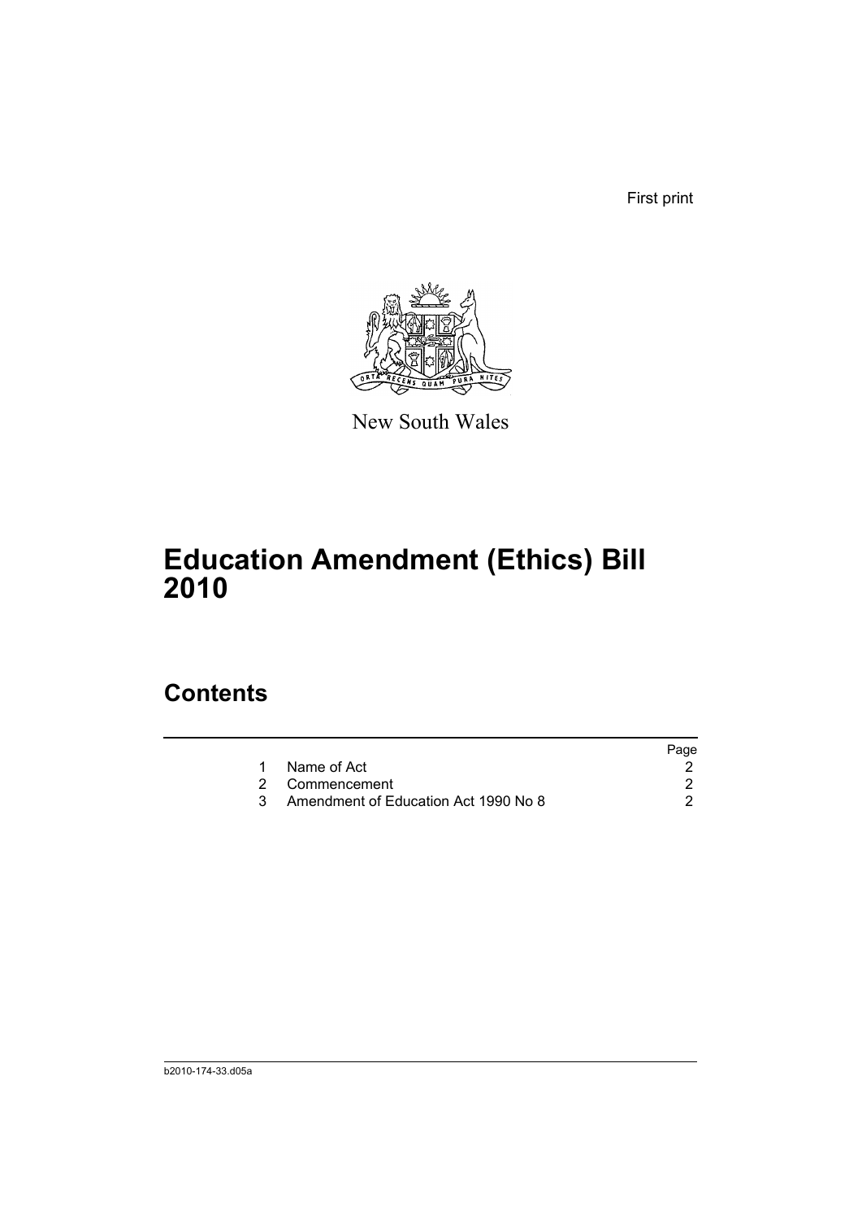First print

New South Wales

# Education Amendment (Ethics) Bill 2010

## Contents

| | | Page |
|---|---|---|
| 1 | Name of Act | 2 |
| 2 | Commencement | 2 |
| 3 | Amendment of Education Act 1990 No 8 | 2 |

b2010-174-33.d05a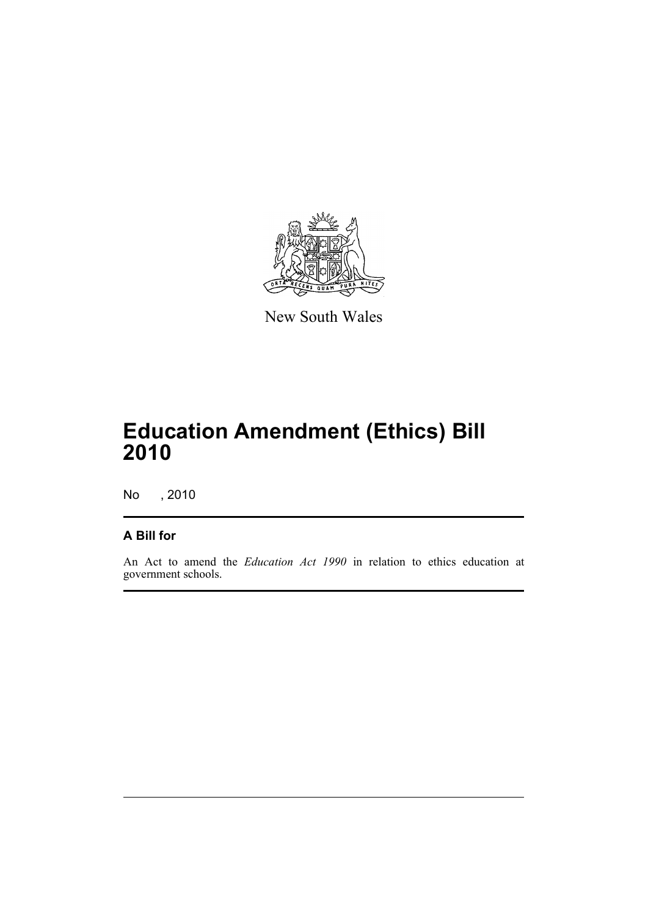New South Wales

# Education Amendment (Ethics) Bill 2010

No , 2010

## A Bill for

An Act to amend the *Education Act 1990* in relation to ethics education at government schools.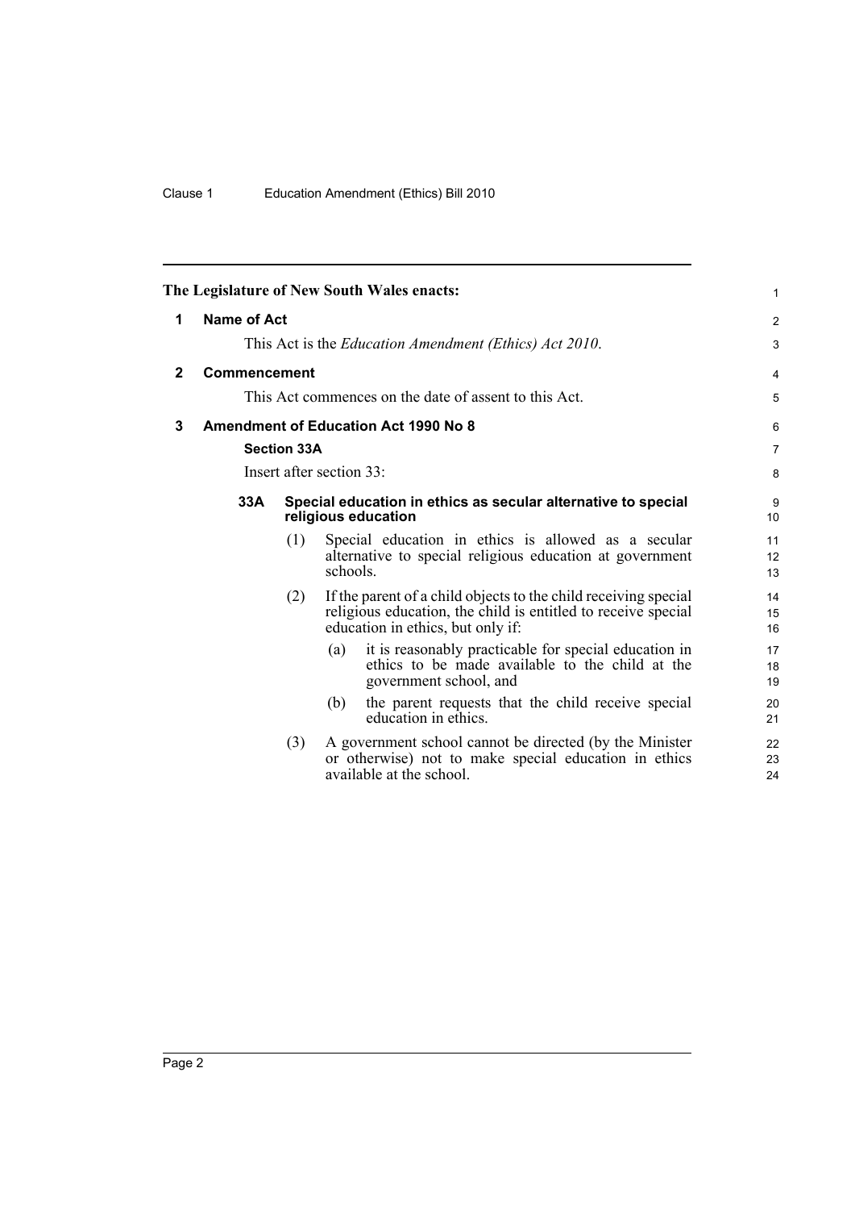The Legislature of New South Wales enacts:

## 1 Name of Act

This Act is the *Education Amendment (Ethics) Act 2010*.

## 2 Commencement

This Act commences on the date of assent to this Act.

## 3 Amendment of Education Act 1990 No 8

### Section 33A

Insert after section 33:

#### 33A Special education in ethics as secular alternative to special religious education

(1) Special education in ethics is allowed as a secular alternative to special religious education at government schools.

(2) If the parent of a child objects to the child receiving special religious education, the child is entitled to receive special education in ethics, but only if:

(a) it is reasonably practicable for special education in ethics to be made available to the child at the government school, and

(b) the parent requests that the child receive special education in ethics.

(3) A government school cannot be directed (by the Minister or otherwise) not to make special education in ethics available at the school.